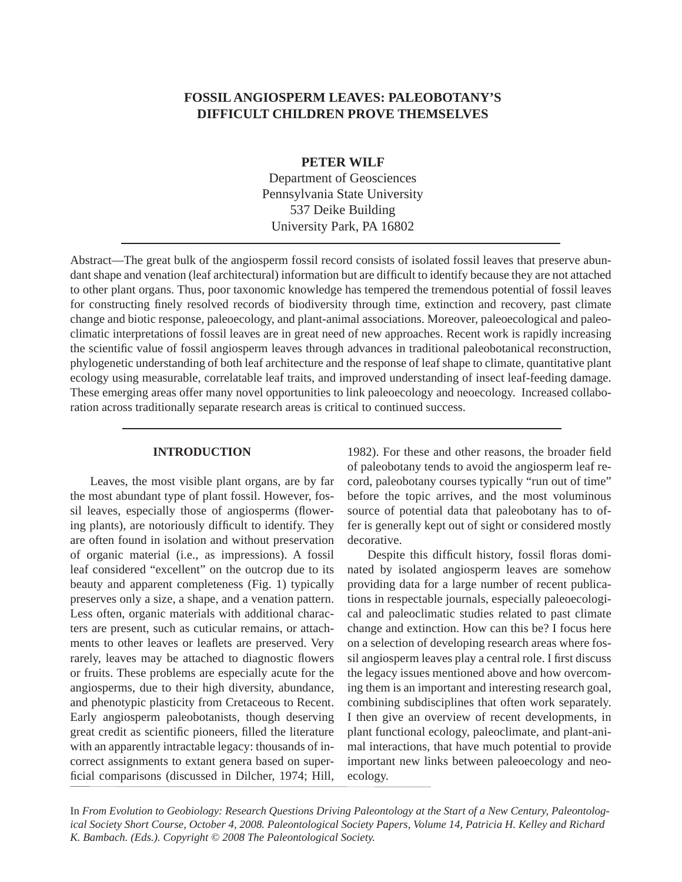# FOSSIL ANGIOSPERM LEAVES: PALEOBOTANY'S DIFFICULT CHILDREN PROVE THEMSELVES

**PETER WILF**

Department of Geosciences
Pennsylvania State University
537 Deike Building
University Park, PA 16802

---

Abstract—The great bulk of the angiosperm fossil record consists of isolated fossil leaves that preserve abundant shape and venation (leaf architectural) information but are difficult to identify because they are not attached to other plant organs. Thus, poor taxonomic knowledge has tempered the tremendous potential of fossil leaves for constructing finely resolved records of biodiversity through time, extinction and recovery, past climate change and biotic response, paleoecology, and plant-animal associations. Moreover, paleoecological and paleoclimatic interpretations of fossil leaves are in great need of new approaches. Recent work is rapidly increasing the scientific value of fossil angiosperm leaves through advances in traditional paleobotanical reconstruction, phylogenetic understanding of both leaf architecture and the response of leaf shape to climate, quantitative plant ecology using measurable, correlatable leaf traits, and improved understanding of insect leaf-feeding damage. These emerging areas offer many novel opportunities to link paleoecology and neoecology. Increased collaboration across traditionally separate research areas is critical to continued success.

---

## INTRODUCTION

Leaves, the most visible plant organs, are by far the most abundant type of plant fossil. However, fossil leaves, especially those of angiosperms (flowering plants), are notoriously difficult to identify. They are often found in isolation and without preservation of organic material (i.e., as impressions). A fossil leaf considered "excellent" on the outcrop due to its beauty and apparent completeness (Fig. 1) typically preserves only a size, a shape, and a venation pattern. Less often, organic materials with additional characters are present, such as cuticular remains, or attachments to other leaves or leaflets are preserved. Very rarely, leaves may be attached to diagnostic flowers or fruits. These problems are especially acute for the angiosperms, due to their high diversity, abundance, and phenotypic plasticity from Cretaceous to Recent. Early angiosperm paleobotanists, though deserving great credit as scientific pioneers, filled the literature with an apparently intractable legacy: thousands of incorrect assignments to extant genera based on superficial comparisons (discussed in Dilcher, 1974; Hill, 1982). For these and other reasons, the broader field of paleobotany tends to avoid the angiosperm leaf record, paleobotany courses typically "run out of time" before the topic arrives, and the most voluminous source of potential data that paleobotany has to offer is generally kept out of sight or considered mostly decorative.

Despite this difficult history, fossil floras dominated by isolated angiosperm leaves are somehow providing data for a large number of recent publications in respectable journals, especially paleoecological and paleoclimatic studies related to past climate change and extinction. How can this be? I focus here on a selection of developing research areas where fossil angiosperm leaves play a central role. I first discuss the legacy issues mentioned above and how overcoming them is an important and interesting research goal, combining subdisciplines that often work separately. I then give an overview of recent developments, in plant functional ecology, paleoclimate, and plant-animal interactions, that have much potential to provide important new links between paleoecology and neoecology.

In *From Evolution to Geobiology: Research Questions Driving Paleontology at the Start of a New Century, Paleontological Society Short Course, October 4, 2008. Paleontological Society Papers, Volume 14, Patricia H. Kelley and Richard K. Bambach. (Eds.). Copyright © 2008 The Paleontological Society.*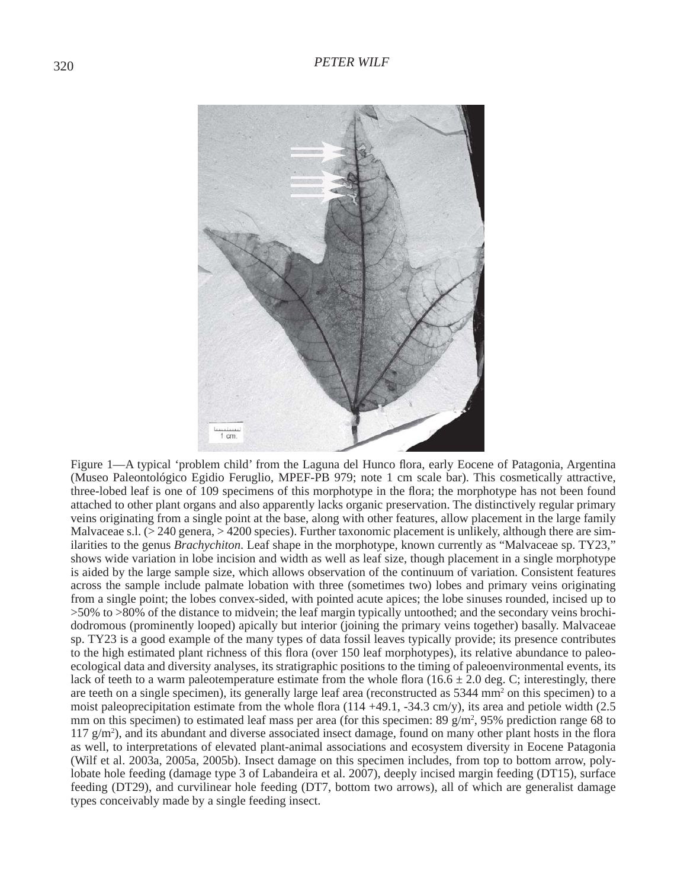Figure 1—A typical 'problem child' from the Laguna del Hunco flora, early Eocene of Patagonia, Argentina (Museo Paleontológico Egidio Feruglio, MPEF-PB 979; note 1 cm scale bar). This cosmetically attractive, three-lobed leaf is one of 109 specimens of this morphotype in the flora; the morphotype has not been found attached to other plant organs and also apparently lacks organic preservation. The distinctively regular primary veins originating from a single point at the base, along with other features, allow placement in the large family Malvaceae s.l. (> 240 genera, > 4200 species). Further taxonomic placement is unlikely, although there are similarities to the genus *Brachychiton*. Leaf shape in the morphotype, known currently as "Malvaceae sp. TY23," shows wide variation in lobe incision and width as well as leaf size, though placement in a single morphotype is aided by the large sample size, which allows observation of the continuum of variation. Consistent features across the sample include palmate lobation with three (sometimes two) lobes and primary veins originating from a single point; the lobes convex-sided, with pointed acute apices; the lobe sinuses rounded, incised up to >50% to >80% of the distance to midvein; the leaf margin typically untoothed; and the secondary veins brochidodromous (prominently looped) apically but interior (joining the primary veins together) basally. Malvaceae sp. TY23 is a good example of the many types of data fossil leaves typically provide; its presence contributes to the high estimated plant richness of this flora (over 150 leaf morphotypes), its relative abundance to paleoecological data and diversity analyses, its stratigraphic positions to the timing of paleoenvironmental events, its lack of teeth to a warm paleotemperature estimate from the whole flora ($16.6 \pm 2.0$ deg. C; interestingly, there are teeth on a single specimen), its generally large leaf area (reconstructed as 5344 $mm^2$ on this specimen) to a moist paleoprecipitation estimate from the whole flora (114 +49.1, -34.3 cm/y), its area and petiole width (2.5 mm on this specimen) to estimated leaf mass per area (for this specimen: 89 $g/m^2$, 95% prediction range 68 to 117 $g/m^2$), and its abundant and diverse associated insect damage, found on many other plant hosts in the flora as well, to interpretations of elevated plant-animal associations and ecosystem diversity in Eocene Patagonia (Wilf et al. 2003a, 2005a, 2005b). Insect damage on this specimen includes, from top to bottom arrow, polylobate hole feeding (damage type 3 of Labandeira et al. 2007), deeply incised margin feeding (DT15), surface feeding (DT29), and curvilinear hole feeding (DT7, bottom two arrows), all of which are generalist damage types conceivably made by a single feeding insect.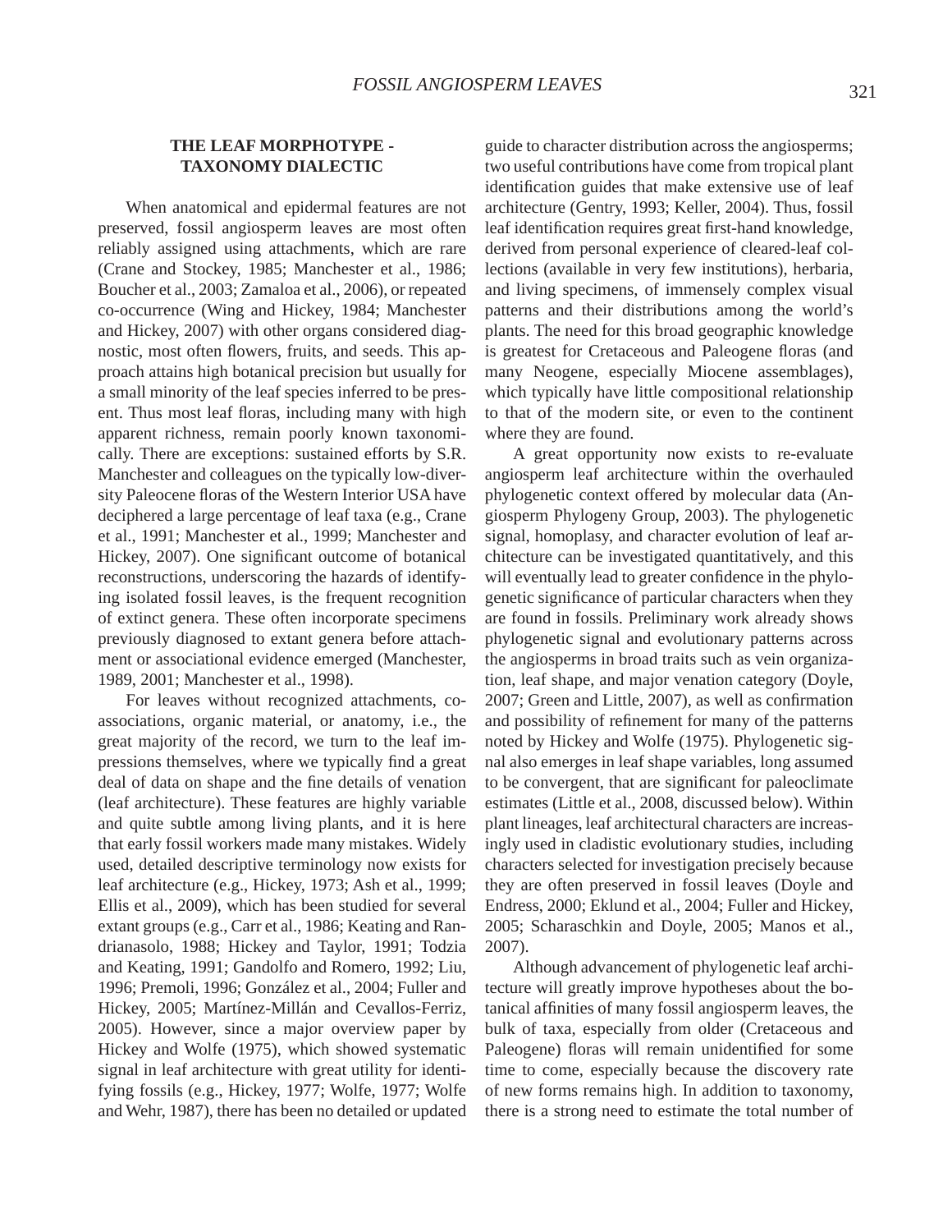## THE LEAF MORPHOTYPE - TAXONOMY DIALECTIC

When anatomical and epidermal features are not preserved, fossil angiosperm leaves are most often reliably assigned using attachments, which are rare (Crane and Stockey, 1985; Manchester et al., 1986; Boucher et al., 2003; Zamaloa et al., 2006), or repeated co-occurrence (Wing and Hickey, 1984; Manchester and Hickey, 2007) with other organs considered diagnostic, most often flowers, fruits, and seeds. This approach attains high botanical precision but usually for a small minority of the leaf species inferred to be present. Thus most leaf floras, including many with high apparent richness, remain poorly known taxonomically. There are exceptions: sustained efforts by S.R. Manchester and colleagues on the typically low-diversity Paleocene floras of the Western Interior USA have deciphered a large percentage of leaf taxa (e.g., Crane et al., 1991; Manchester et al., 1999; Manchester and Hickey, 2007). One significant outcome of botanical reconstructions, underscoring the hazards of identifying isolated fossil leaves, is the frequent recognition of extinct genera. These often incorporate specimens previously diagnosed to extant genera before attachment or associational evidence emerged (Manchester, 1989, 2001; Manchester et al., 1998).

For leaves without recognized attachments, co-associations, organic material, or anatomy, i.e., the great majority of the record, we turn to the leaf impressions themselves, where we typically find a great deal of data on shape and the fine details of venation (leaf architecture). These features are highly variable and quite subtle among living plants, and it is here that early fossil workers made many mistakes. Widely used, detailed descriptive terminology now exists for leaf architecture (e.g., Hickey, 1973; Ash et al., 1999; Ellis et al., 2009), which has been studied for several extant groups (e.g., Carr et al., 1986; Keating and Randrianasolo, 1988; Hickey and Taylor, 1991; Todzia and Keating, 1991; Gandolfo and Romero, 1992; Liu, 1996; Premoli, 1996; González et al., 2004; Fuller and Hickey, 2005; Martínez-Millán and Cevallos-Ferriz, 2005). However, since a major overview paper by Hickey and Wolfe (1975), which showed systematic signal in leaf architecture with great utility for identifying fossils (e.g., Hickey, 1977; Wolfe, 1977; Wolfe and Wehr, 1987), there has been no detailed or updated guide to character distribution across the angiosperms; two useful contributions have come from tropical plant identification guides that make extensive use of leaf architecture (Gentry, 1993; Keller, 2004). Thus, fossil leaf identification requires great first-hand knowledge, derived from personal experience of cleared-leaf collections (available in very few institutions), herbaria, and living specimens, of immensely complex visual patterns and their distributions among the world's plants. The need for this broad geographic knowledge is greatest for Cretaceous and Paleogene floras (and many Neogene, especially Miocene assemblages), which typically have little compositional relationship to that of the modern site, or even to the continent where they are found.

A great opportunity now exists to re-evaluate angiosperm leaf architecture within the overhauled phylogenetic context offered by molecular data (Angiosperm Phylogeny Group, 2003). The phylogenetic signal, homoplasy, and character evolution of leaf architecture can be investigated quantitatively, and this will eventually lead to greater confidence in the phylogenetic significance of particular characters when they are found in fossils. Preliminary work already shows phylogenetic signal and evolutionary patterns across the angiosperms in broad traits such as vein organization, leaf shape, and major venation category (Doyle, 2007; Green and Little, 2007), as well as confirmation and possibility of refinement for many of the patterns noted by Hickey and Wolfe (1975). Phylogenetic signal also emerges in leaf shape variables, long assumed to be convergent, that are significant for paleoclimate estimates (Little et al., 2008, discussed below). Within plant lineages, leaf architectural characters are increasingly used in cladistic evolutionary studies, including characters selected for investigation precisely because they are often preserved in fossil leaves (Doyle and Endress, 2000; Eklund et al., 2004; Fuller and Hickey, 2005; Scharaschkin and Doyle, 2005; Manos et al., 2007).

Although advancement of phylogenetic leaf architecture will greatly improve hypotheses about the botanical affinities of many fossil angiosperm leaves, the bulk of taxa, especially from older (Cretaceous and Paleogene) floras will remain unidentified for some time to come, especially because the discovery rate of new forms remains high. In addition to taxonomy, there is a strong need to estimate the total number of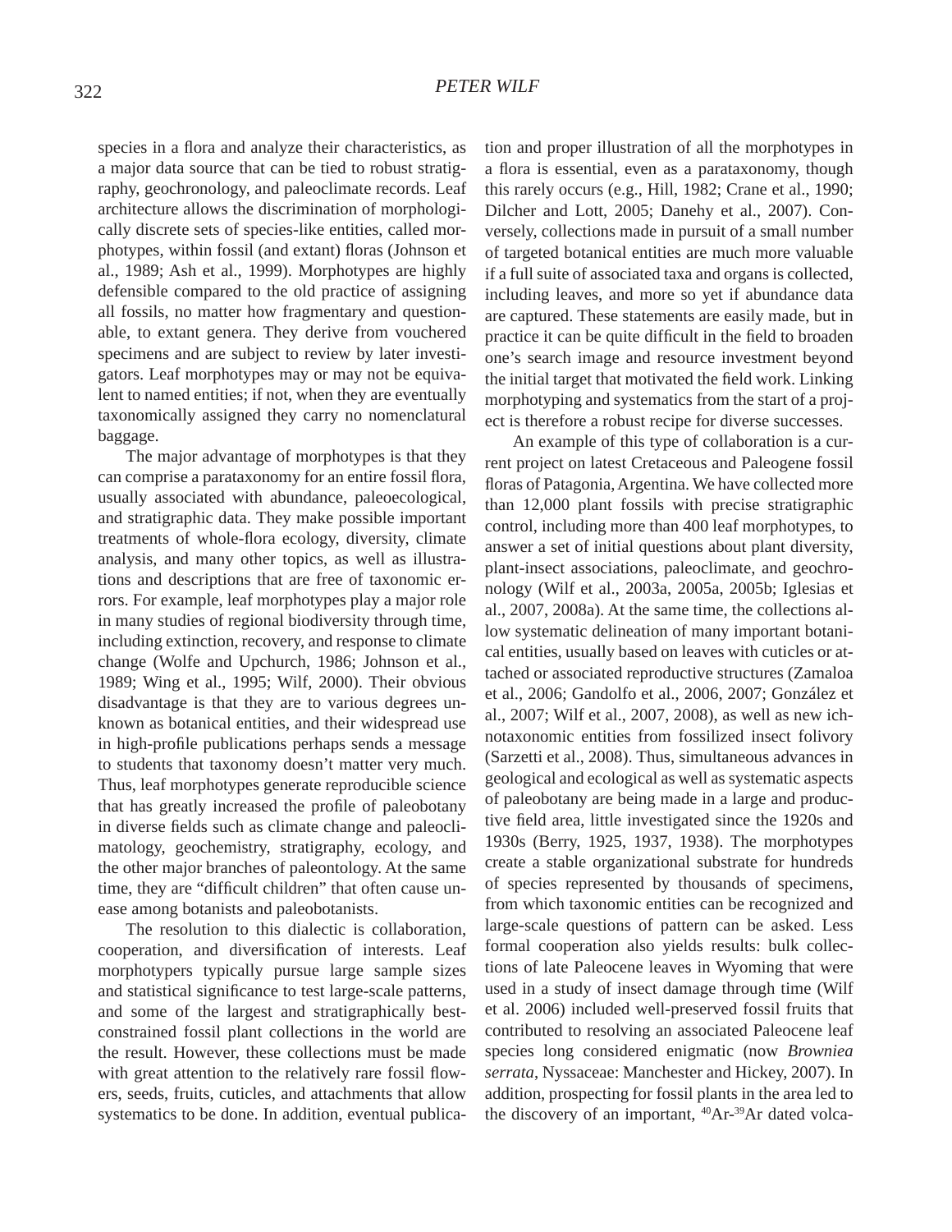species in a flora and analyze their characteristics, as a major data source that can be tied to robust stratigraphy, geochronology, and paleoclimate records. Leaf architecture allows the discrimination of morphologically discrete sets of species-like entities, called morphotypes, within fossil (and extant) floras (Johnson et al., 1989; Ash et al., 1999). Morphotypes are highly defensible compared to the old practice of assigning all fossils, no matter how fragmentary and questionable, to extant genera. They derive from vouchered specimens and are subject to review by later investigators. Leaf morphotypes may or may not be equivalent to named entities; if not, when they are eventually taxonomically assigned they carry no nomenclatural baggage.

The major advantage of morphotypes is that they can comprise a parataxonomy for an entire fossil flora, usually associated with abundance, paleoecological, and stratigraphic data. They make possible important treatments of whole-flora ecology, diversity, climate analysis, and many other topics, as well as illustrations and descriptions that are free of taxonomic errors. For example, leaf morphotypes play a major role in many studies of regional biodiversity through time, including extinction, recovery, and response to climate change (Wolfe and Upchurch, 1986; Johnson et al., 1989; Wing et al., 1995; Wilf, 2000). Their obvious disadvantage is that they are to various degrees unknown as botanical entities, and their widespread use in high-profile publications perhaps sends a message to students that taxonomy doesn't matter very much. Thus, leaf morphotypes generate reproducible science that has greatly increased the profile of paleobotany in diverse fields such as climate change and paleoclimatology, geochemistry, stratigraphy, ecology, and the other major branches of paleontology. At the same time, they are "difficult children" that often cause unease among botanists and paleobotanists.

The resolution to this dialectic is collaboration, cooperation, and diversification of interests. Leaf morphotypers typically pursue large sample sizes and statistical significance to test large-scale patterns, and some of the largest and stratigraphically best-constrained fossil plant collections in the world are the result. However, these collections must be made with great attention to the relatively rare fossil flowers, seeds, fruits, cuticles, and attachments that allow systematics to be done. In addition, eventual publication and proper illustration of all the morphotypes in a flora is essential, even as a parataxonomy, though this rarely occurs (e.g., Hill, 1982; Crane et al., 1990; Dilcher and Lott, 2005; Danehy et al., 2007). Conversely, collections made in pursuit of a small number of targeted botanical entities are much more valuable if a full suite of associated taxa and organs is collected, including leaves, and more so yet if abundance data are captured. These statements are easily made, but in practice it can be quite difficult in the field to broaden one's search image and resource investment beyond the initial target that motivated the field work. Linking morphotyping and systematics from the start of a project is therefore a robust recipe for diverse successes.

An example of this type of collaboration is a current project on latest Cretaceous and Paleogene fossil floras of Patagonia, Argentina. We have collected more than 12,000 plant fossils with precise stratigraphic control, including more than 400 leaf morphotypes, to answer a set of initial questions about plant diversity, plant-insect associations, paleoclimate, and geochronology (Wilf et al., 2003a, 2005a, 2005b; Iglesias et al., 2007, 2008a). At the same time, the collections allow systematic delineation of many important botanical entities, usually based on leaves with cuticles or attached or associated reproductive structures (Zamaloa et al., 2006; Gandolfo et al., 2006, 2007; González et al., 2007; Wilf et al., 2007, 2008), as well as new ichnotaxonomic entities from fossilized insect folivory (Sarzetti et al., 2008). Thus, simultaneous advances in geological and ecological as well as systematic aspects of paleobotany are being made in a large and productive field area, little investigated since the 1920s and 1930s (Berry, 1925, 1937, 1938). The morphotypes create a stable organizational substrate for hundreds of species represented by thousands of specimens, from which taxonomic entities can be recognized and large-scale questions of pattern can be asked. Less formal cooperation also yields results: bulk collections of late Paleocene leaves in Wyoming that were used in a study of insect damage through time (Wilf et al. 2006) included well-preserved fossil fruits that contributed to resolving an associated Paleocene leaf species long considered enigmatic (now *Browniea serrata*, Nyssaceae: Manchester and Hickey, 2007). In addition, prospecting for fossil plants in the area led to the discovery of an important, $^{40}$Ar-$^{39}$Ar dated volca-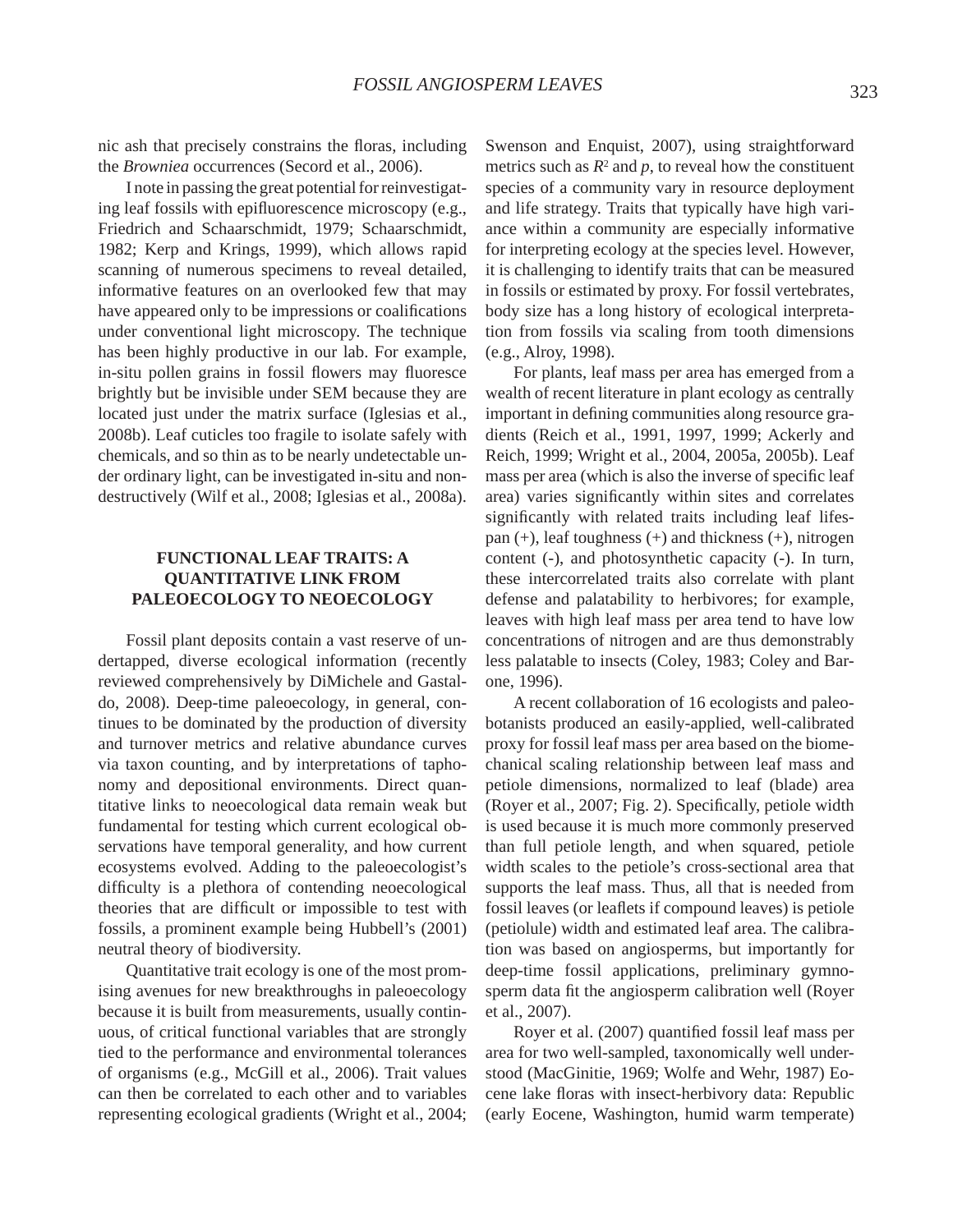nic ash that precisely constrains the floras, including the *Browniea* occurrences (Secord et al., 2006).

I note in passing the great potential for reinvestigating leaf fossils with epifluorescence microscopy (e.g., Friedrich and Schaarschmidt, 1979; Schaarschmidt, 1982; Kerp and Krings, 1999), which allows rapid scanning of numerous specimens to reveal detailed, informative features on an overlooked few that may have appeared only to be impressions or coalifications under conventional light microscopy. The technique has been highly productive in our lab. For example, in-situ pollen grains in fossil flowers may fluoresce brightly but be invisible under SEM because they are located just under the matrix surface (Iglesias et al., 2008b). Leaf cuticles too fragile to isolate safely with chemicals, and so thin as to be nearly undetectable under ordinary light, can be investigated in-situ and non-destructively (Wilf et al., 2008; Iglesias et al., 2008a).

## FUNCTIONAL LEAF TRAITS: A QUANTITATIVE LINK FROM PALEOECOLOGY TO NEOECOLOGY

Fossil plant deposits contain a vast reserve of undertapped, diverse ecological information (recently reviewed comprehensively by DiMichele and Gastaldo, 2008). Deep-time paleoecology, in general, continues to be dominated by the production of diversity and turnover metrics and relative abundance curves via taxon counting, and by interpretations of taphonomy and depositional environments. Direct quantitative links to neoecological data remain weak but fundamental for testing which current ecological observations have temporal generality, and how current ecosystems evolved. Adding to the paleoecologist's difficulty is a plethora of contending neoecological theories that are difficult or impossible to test with fossils, a prominent example being Hubbell's (2001) neutral theory of biodiversity.

Quantitative trait ecology is one of the most promising avenues for new breakthroughs in paleoecology because it is built from measurements, usually continuous, of critical functional variables that are strongly tied to the performance and environmental tolerances of organisms (e.g., McGill et al., 2006). Trait values can then be correlated to each other and to variables representing ecological gradients (Wright et al., 2004; Swenson and Enquist, 2007), using straightforward metrics such as $R^2$ and $p$, to reveal how the constituent species of a community vary in resource deployment and life strategy. Traits that typically have high variance within a community are especially informative for interpreting ecology at the species level. However, it is challenging to identify traits that can be measured in fossils or estimated by proxy. For fossil vertebrates, body size has a long history of ecological interpretation from fossils via scaling from tooth dimensions (e.g., Alroy, 1998).

For plants, leaf mass per area has emerged from a wealth of recent literature in plant ecology as centrally important in defining communities along resource gradients (Reich et al., 1991, 1997, 1999; Ackerly and Reich, 1999; Wright et al., 2004, 2005a, 2005b). Leaf mass per area (which is also the inverse of specific leaf area) varies significantly within sites and correlates significantly with related traits including leaf lifespan (+), leaf toughness (+) and thickness (+), nitrogen content (-), and photosynthetic capacity (-). In turn, these intercorrelated traits also correlate with plant defense and palatability to herbivores; for example, leaves with high leaf mass per area tend to have low concentrations of nitrogen and are thus demonstrably less palatable to insects (Coley, 1983; Coley and Barone, 1996).

A recent collaboration of 16 ecologists and paleobotanists produced an easily-applied, well-calibrated proxy for fossil leaf mass per area based on the biomechanical scaling relationship between leaf mass and petiole dimensions, normalized to leaf (blade) area (Royer et al., 2007; Fig. 2). Specifically, petiole width is used because it is much more commonly preserved than full petiole length, and when squared, petiole width scales to the petiole's cross-sectional area that supports the leaf mass. Thus, all that is needed from fossil leaves (or leaflets if compound leaves) is petiole (petiolule) width and estimated leaf area. The calibration was based on angiosperms, but importantly for deep-time fossil applications, preliminary gymnosperm data fit the angiosperm calibration well (Royer et al., 2007).

Royer et al. (2007) quantified fossil leaf mass per area for two well-sampled, taxonomically well understood (MacGinitie, 1969; Wolfe and Wehr, 1987) Eocene lake floras with insect-herbivory data: Republic (early Eocene, Washington, humid warm temperate)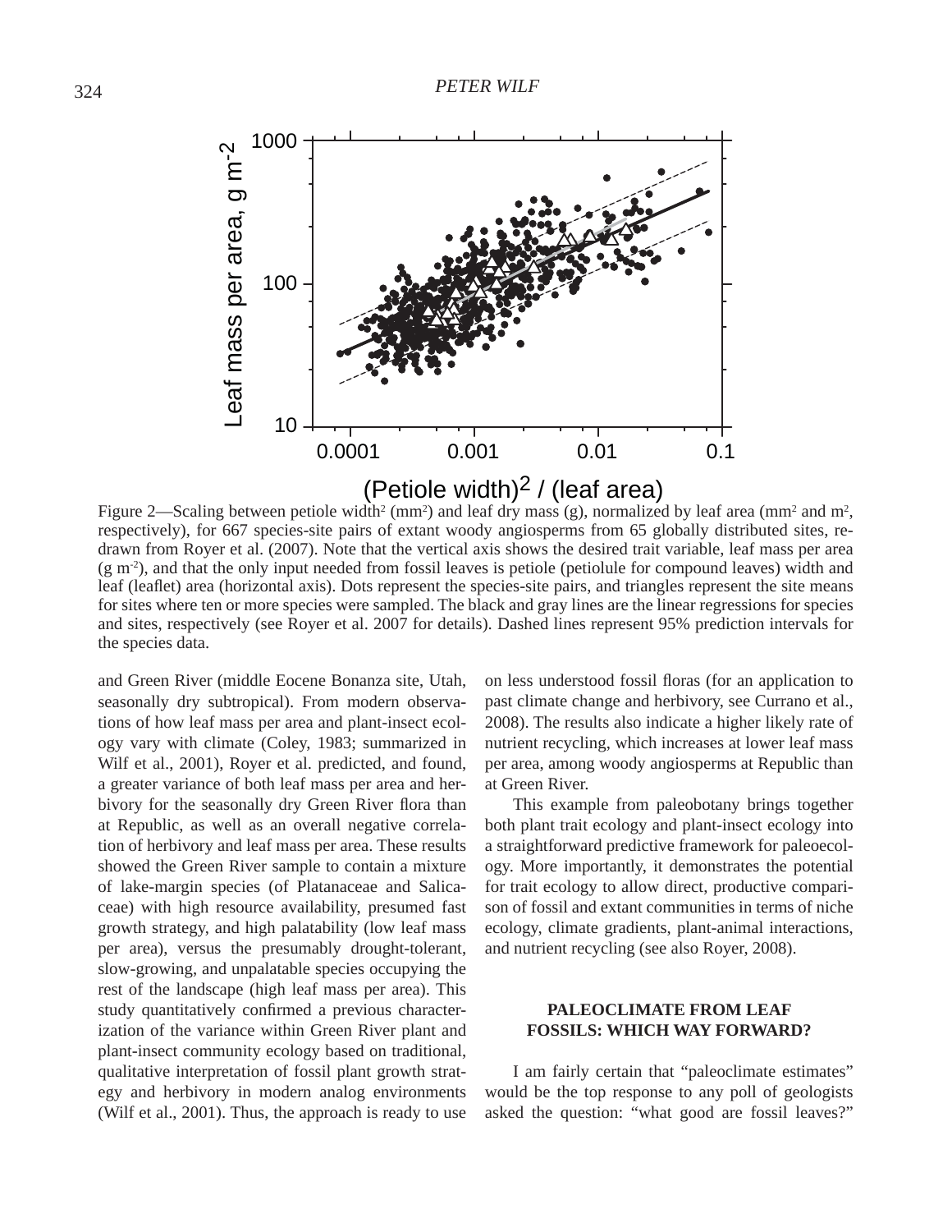Figure 2—Scaling between petiole width$^2$ ($mm^2$) and leaf dry mass (g), normalized by leaf area ($mm^2$ and $m^2$, respectively), for 667 species-site pairs of extant woody angiosperms from 65 globally distributed sites, redrawn from Royer et al. (2007). Note that the vertical axis shows the desired trait variable, leaf mass per area ($g\ m^{-2}$), and that the only input needed from fossil leaves is petiole (petiolule for compound leaves) width and leaf (leaflet) area (horizontal axis). Dots represent the species-site pairs, and triangles represent the site means for sites where ten or more species were sampled. The black and gray lines are the linear regressions for species and sites, respectively (see Royer et al. 2007 for details). Dashed lines represent 95% prediction intervals for the species data.

and Green River (middle Eocene Bonanza site, Utah, seasonally dry subtropical). From modern observations of how leaf mass per area and plant-insect ecology vary with climate (Coley, 1983; summarized in Wilf et al., 2001), Royer et al. predicted, and found, a greater variance of both leaf mass per area and herbivory for the seasonally dry Green River flora than at Republic, as well as an overall negative correlation of herbivory and leaf mass per area. These results showed the Green River sample to contain a mixture of lake-margin species (of Platanaceae and Salicaceae) with high resource availability, presumed fast growth strategy, and high palatability (low leaf mass per area), versus the presumably drought-tolerant, slow-growing, and unpalatable species occupying the rest of the landscape (high leaf mass per area). This study quantitatively confirmed a previous characterization of the variance within Green River plant and plant-insect community ecology based on traditional, qualitative interpretation of fossil plant growth strategy and herbivory in modern analog environments (Wilf et al., 2001). Thus, the approach is ready to use on less understood fossil floras (for an application to past climate change and herbivory, see Currano et al., 2008). The results also indicate a higher likely rate of nutrient recycling, which increases at lower leaf mass per area, among woody angiosperms at Republic than at Green River.

This example from paleobotany brings together both plant trait ecology and plant-insect ecology into a straightforward predictive framework for paleoecology. More importantly, it demonstrates the potential for trait ecology to allow direct, productive comparison of fossil and extant communities in terms of niche ecology, climate gradients, plant-animal interactions, and nutrient recycling (see also Royer, 2008).

## PALEOCLIMATE FROM LEAF FOSSILS: WHICH WAY FORWARD?

I am fairly certain that "paleoclimate estimates" would be the top response to any poll of geologists asked the question: "what good are fossil leaves?"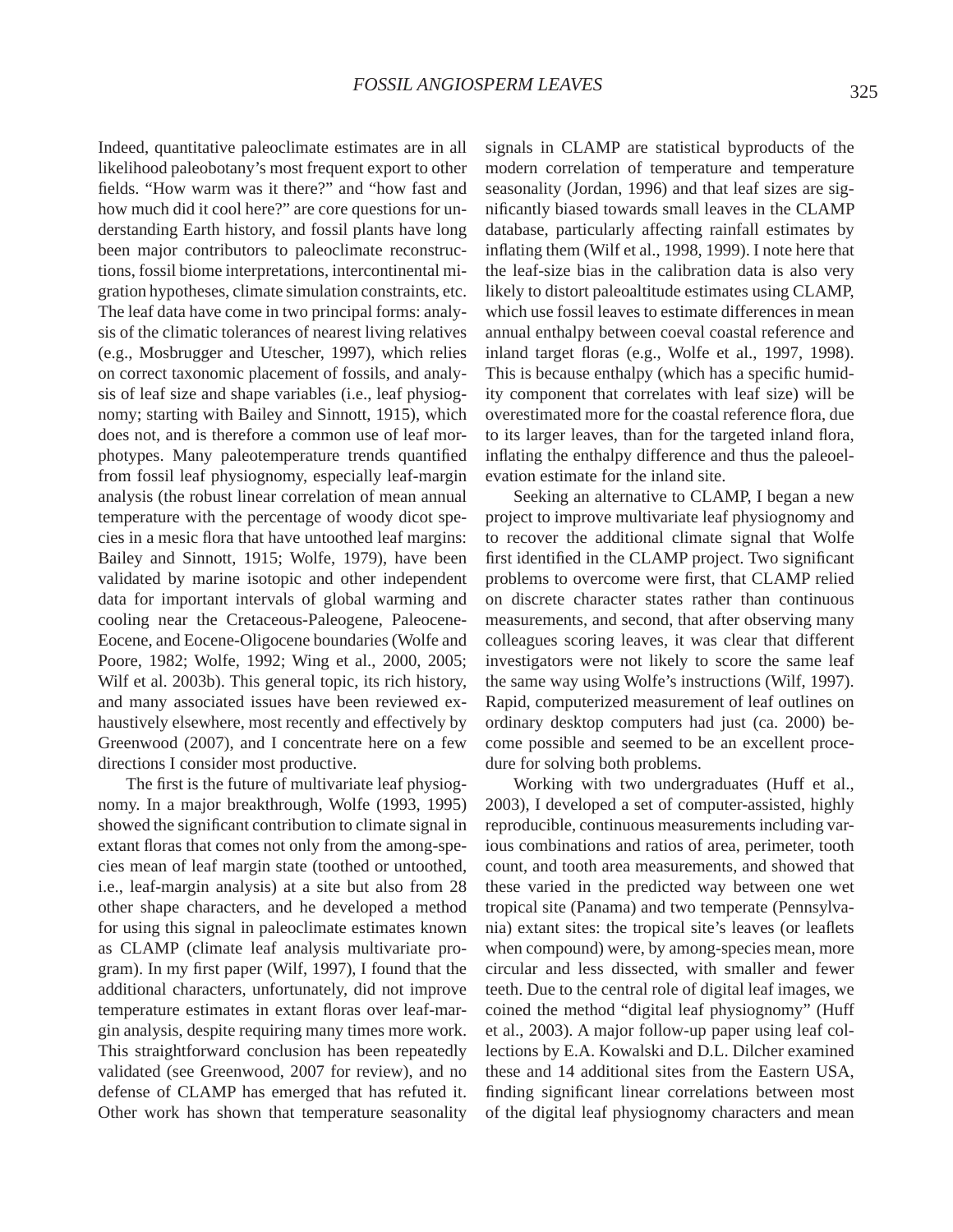Indeed, quantitative paleoclimate estimates are in all likelihood paleobotany's most frequent export to other fields. "How warm was it there?" and "how fast and how much did it cool here?" are core questions for understanding Earth history, and fossil plants have long been major contributors to paleoclimate reconstructions, fossil biome interpretations, intercontinental migration hypotheses, climate simulation constraints, etc. The leaf data have come in two principal forms: analysis of the climatic tolerances of nearest living relatives (e.g., Mosbrugger and Utescher, 1997), which relies on correct taxonomic placement of fossils, and analysis of leaf size and shape variables (i.e., leaf physiognomy; starting with Bailey and Sinnott, 1915), which does not, and is therefore a common use of leaf morphotypes. Many paleotemperature trends quantified from fossil leaf physiognomy, especially leaf-margin analysis (the robust linear correlation of mean annual temperature with the percentage of woody dicot species in a mesic flora that have untoothed leaf margins: Bailey and Sinnott, 1915; Wolfe, 1979), have been validated by marine isotopic and other independent data for important intervals of global warming and cooling near the Cretaceous-Paleogene, Paleocene-Eocene, and Eocene-Oligocene boundaries (Wolfe and Poore, 1982; Wolfe, 1992; Wing et al., 2000, 2005; Wilf et al. 2003b). This general topic, its rich history, and many associated issues have been reviewed exhaustively elsewhere, most recently and effectively by Greenwood (2007), and I concentrate here on a few directions I consider most productive.

The first is the future of multivariate leaf physiognomy. In a major breakthrough, Wolfe (1993, 1995) showed the significant contribution to climate signal in extant floras that comes not only from the among-species mean of leaf margin state (toothed or untoothed, i.e., leaf-margin analysis) at a site but also from 28 other shape characters, and he developed a method for using this signal in paleoclimate estimates known as CLAMP (climate leaf analysis multivariate program). In my first paper (Wilf, 1997), I found that the additional characters, unfortunately, did not improve temperature estimates in extant floras over leaf-margin analysis, despite requiring many times more work. This straightforward conclusion has been repeatedly validated (see Greenwood, 2007 for review), and no defense of CLAMP has emerged that has refuted it. Other work has shown that temperature seasonality signals in CLAMP are statistical byproducts of the modern correlation of temperature and temperature seasonality (Jordan, 1996) and that leaf sizes are significantly biased towards small leaves in the CLAMP database, particularly affecting rainfall estimates by inflating them (Wilf et al., 1998, 1999). I note here that the leaf-size bias in the calibration data is also very likely to distort paleoaltitude estimates using CLAMP, which use fossil leaves to estimate differences in mean annual enthalpy between coeval coastal reference and inland target floras (e.g., Wolfe et al., 1997, 1998). This is because enthalpy (which has a specific humidity component that correlates with leaf size) will be overestimated more for the coastal reference flora, due to its larger leaves, than for the targeted inland flora, inflating the enthalpy difference and thus the paleoelevation estimate for the inland site.

Seeking an alternative to CLAMP, I began a new project to improve multivariate leaf physiognomy and to recover the additional climate signal that Wolfe first identified in the CLAMP project. Two significant problems to overcome were first, that CLAMP relied on discrete character states rather than continuous measurements, and second, that after observing many colleagues scoring leaves, it was clear that different investigators were not likely to score the same leaf the same way using Wolfe's instructions (Wilf, 1997). Rapid, computerized measurement of leaf outlines on ordinary desktop computers had just (ca. 2000) become possible and seemed to be an excellent procedure for solving both problems.

Working with two undergraduates (Huff et al., 2003), I developed a set of computer-assisted, highly reproducible, continuous measurements including various combinations and ratios of area, perimeter, tooth count, and tooth area measurements, and showed that these varied in the predicted way between one wet tropical site (Panama) and two temperate (Pennsylvania) extant sites: the tropical site's leaves (or leaflets when compound) were, by among-species mean, more circular and less dissected, with smaller and fewer teeth. Due to the central role of digital leaf images, we coined the method "digital leaf physiognomy" (Huff et al., 2003). A major follow-up paper using leaf collections by E.A. Kowalski and D.L. Dilcher examined these and 14 additional sites from the Eastern USA, finding significant linear correlations between most of the digital leaf physiognomy characters and mean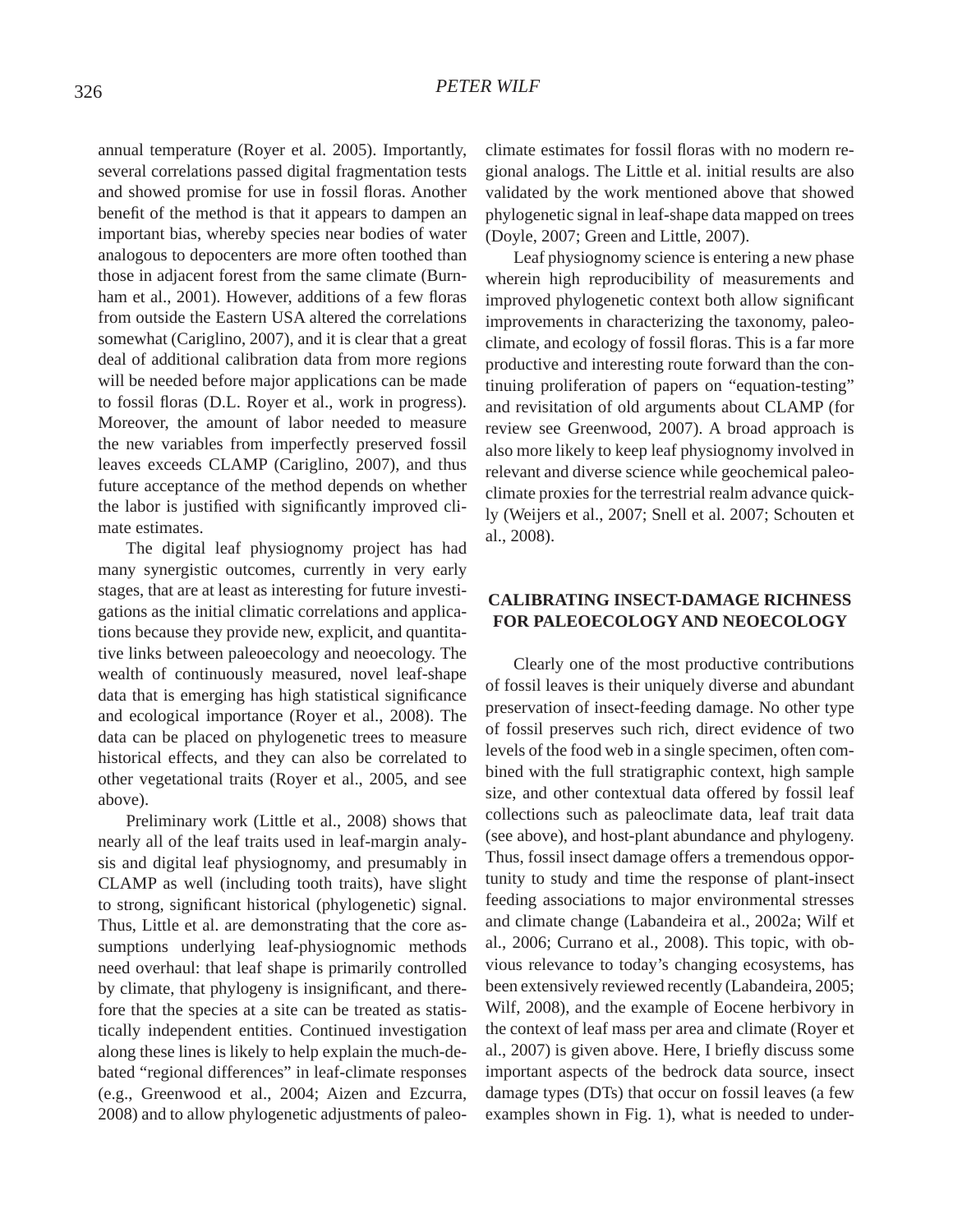annual temperature (Royer et al. 2005). Importantly, several correlations passed digital fragmentation tests and showed promise for use in fossil floras. Another benefit of the method is that it appears to dampen an important bias, whereby species near bodies of water analogous to depocenters are more often toothed than those in adjacent forest from the same climate (Burnham et al., 2001). However, additions of a few floras from outside the Eastern USA altered the correlations somewhat (Cariglino, 2007), and it is clear that a great deal of additional calibration data from more regions will be needed before major applications can be made to fossil floras (D.L. Royer et al., work in progress). Moreover, the amount of labor needed to measure the new variables from imperfectly preserved fossil leaves exceeds CLAMP (Cariglino, 2007), and thus future acceptance of the method depends on whether the labor is justified with significantly improved climate estimates.

The digital leaf physiognomy project has had many synergistic outcomes, currently in very early stages, that are at least as interesting for future investigations as the initial climatic correlations and applications because they provide new, explicit, and quantitative links between paleoecology and neoecology. The wealth of continuously measured, novel leaf-shape data that is emerging has high statistical significance and ecological importance (Royer et al., 2008). The data can be placed on phylogenetic trees to measure historical effects, and they can also be correlated to other vegetational traits (Royer et al., 2005, and see above).

Preliminary work (Little et al., 2008) shows that nearly all of the leaf traits used in leaf-margin analysis and digital leaf physiognomy, and presumably in CLAMP as well (including tooth traits), have slight to strong, significant historical (phylogenetic) signal. Thus, Little et al. are demonstrating that the core assumptions underlying leaf-physiognomic methods need overhaul: that leaf shape is primarily controlled by climate, that phylogeny is insignificant, and therefore that the species at a site can be treated as statistically independent entities. Continued investigation along these lines is likely to help explain the much-debated "regional differences" in leaf-climate responses (e.g., Greenwood et al., 2004; Aizen and Ezcurra, 2008) and to allow phylogenetic adjustments of paleoclimate estimates for fossil floras with no modern regional analogs. The Little et al. initial results are also validated by the work mentioned above that showed phylogenetic signal in leaf-shape data mapped on trees (Doyle, 2007; Green and Little, 2007).

Leaf physiognomy science is entering a new phase wherein high reproducibility of measurements and improved phylogenetic context both allow significant improvements in characterizing the taxonomy, paleoclimate, and ecology of fossil floras. This is a far more productive and interesting route forward than the continuing proliferation of papers on "equation-testing" and revisitation of old arguments about CLAMP (for review see Greenwood, 2007). A broad approach is also more likely to keep leaf physiognomy involved in relevant and diverse science while geochemical paleoclimate proxies for the terrestrial realm advance quickly (Weijers et al., 2007; Snell et al. 2007; Schouten et al., 2008).

## CALIBRATING INSECT-DAMAGE RICHNESS FOR PALEOECOLOGY AND NEOECOLOGY

Clearly one of the most productive contributions of fossil leaves is their uniquely diverse and abundant preservation of insect-feeding damage. No other type of fossil preserves such rich, direct evidence of two levels of the food web in a single specimen, often combined with the full stratigraphic context, high sample size, and other contextual data offered by fossil leaf collections such as paleoclimate data, leaf trait data (see above), and host-plant abundance and phylogeny. Thus, fossil insect damage offers a tremendous opportunity to study and time the response of plant-insect feeding associations to major environmental stresses and climate change (Labandeira et al., 2002a; Wilf et al., 2006; Currano et al., 2008). This topic, with obvious relevance to today's changing ecosystems, has been extensively reviewed recently (Labandeira, 2005; Wilf, 2008), and the example of Eocene herbivory in the context of leaf mass per area and climate (Royer et al., 2007) is given above. Here, I briefly discuss some important aspects of the bedrock data source, insect damage types (DTs) that occur on fossil leaves (a few examples shown in Fig. 1), what is needed to under-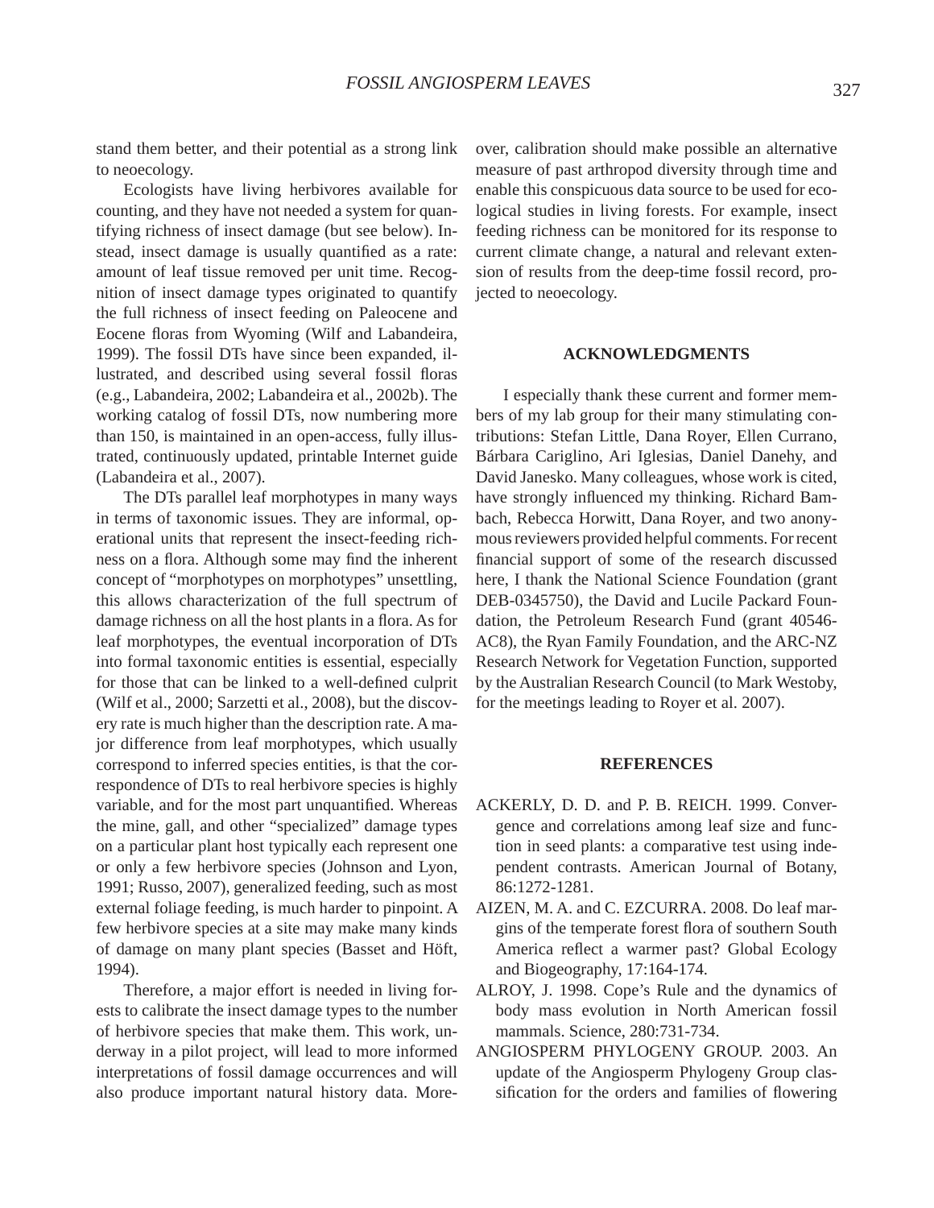stand them better, and their potential as a strong link to neoecology.

Ecologists have living herbivores available for counting, and they have not needed a system for quantifying richness of insect damage (but see below). Instead, insect damage is usually quantified as a rate: amount of leaf tissue removed per unit time. Recognition of insect damage types originated to quantify the full richness of insect feeding on Paleocene and Eocene floras from Wyoming (Wilf and Labandeira, 1999). The fossil DTs have since been expanded, illustrated, and described using several fossil floras (e.g., Labandeira, 2002; Labandeira et al., 2002b). The working catalog of fossil DTs, now numbering more than 150, is maintained in an open-access, fully illustrated, continuously updated, printable Internet guide (Labandeira et al., 2007).

The DTs parallel leaf morphotypes in many ways in terms of taxonomic issues. They are informal, operational units that represent the insect-feeding richness on a flora. Although some may find the inherent concept of "morphotypes on morphotypes" unsettling, this allows characterization of the full spectrum of damage richness on all the host plants in a flora. As for leaf morphotypes, the eventual incorporation of DTs into formal taxonomic entities is essential, especially for those that can be linked to a well-defined culprit (Wilf et al., 2000; Sarzetti et al., 2008), but the discovery rate is much higher than the description rate. A major difference from leaf morphotypes, which usually correspond to inferred species entities, is that the correspondence of DTs to real herbivore species is highly variable, and for the most part unquantified. Whereas the mine, gall, and other "specialized" damage types on a particular plant host typically each represent one or only a few herbivore species (Johnson and Lyon, 1991; Russo, 2007), generalized feeding, such as most external foliage feeding, is much harder to pinpoint. A few herbivore species at a site may make many kinds of damage on many plant species (Basset and Höft, 1994).

Therefore, a major effort is needed in living forests to calibrate the insect damage types to the number of herbivore species that make them. This work, underway in a pilot project, will lead to more informed interpretations of fossil damage occurrences and will also produce important natural history data. Moreover, calibration should make possible an alternative measure of past arthropod diversity through time and enable this conspicuous data source to be used for ecological studies in living forests. For example, insect feeding richness can be monitored for its response to current climate change, a natural and relevant extension of results from the deep-time fossil record, projected to neoecology.

## ACKNOWLEDGMENTS

I especially thank these current and former members of my lab group for their many stimulating contributions: Stefan Little, Dana Royer, Ellen Currano, Bárbara Cariglino, Ari Iglesias, Daniel Danehy, and David Janesko. Many colleagues, whose work is cited, have strongly influenced my thinking. Richard Bambach, Rebecca Horwitt, Dana Royer, and two anonymous reviewers provided helpful comments. For recent financial support of some of the research discussed here, I thank the National Science Foundation (grant DEB-0345750), the David and Lucile Packard Foundation, the Petroleum Research Fund (grant 40546-AC8), the Ryan Family Foundation, and the ARC-NZ Research Network for Vegetation Function, supported by the Australian Research Council (to Mark Westoby, for the meetings leading to Royer et al. 2007).

## REFERENCES

ACKERLY, D. D. and P. B. REICH. 1999. Convergence and correlations among leaf size and function in seed plants: a comparative test using independent contrasts. American Journal of Botany, 86:1272-1281.

AIZEN, M. A. and C. EZCURRA. 2008. Do leaf margins of the temperate forest flora of southern South America reflect a warmer past? Global Ecology and Biogeography, 17:164-174.

ALROY, J. 1998. Cope's Rule and the dynamics of body mass evolution in North American fossil mammals. Science, 280:731-734.

ANGIOSPERM PHYLOGENY GROUP. 2003. An update of the Angiosperm Phylogeny Group classification for the orders and families of flowering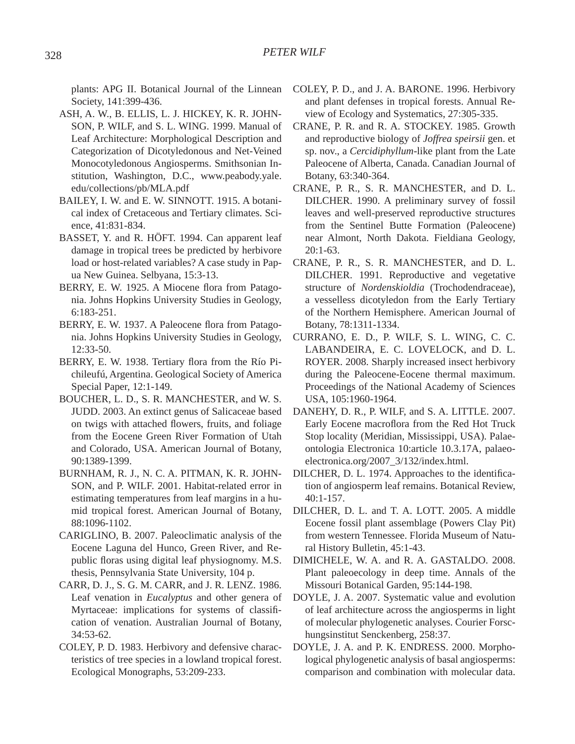plants: APG II. Botanical Journal of the Linnean Society, 141:399-436.

ASH, A. W., B. ELLIS, L. J. HICKEY, K. R. JOHNSON, P. WILF, and S. L. WING. 1999. Manual of Leaf Architecture: Morphological Description and Categorization of Dicotyledonous and Net-Veined Monocotyledonous Angiosperms. Smithsonian Institution, Washington, D.C., www.peabody.yale.edu/collections/pb/MLA.pdf

BAILEY, I. W. and E. W. SINNOTT. 1915. A botanical index of Cretaceous and Tertiary climates. Science, 41:831-834.

BASSET, Y. and R. HÖFT. 1994. Can apparent leaf damage in tropical trees be predicted by herbivore load or host-related variables? A case study in Papua New Guinea. Selbyana, 15:3-13.

BERRY, E. W. 1925. A Miocene flora from Patagonia. Johns Hopkins University Studies in Geology, 6:183-251.

BERRY, E. W. 1937. A Paleocene flora from Patagonia. Johns Hopkins University Studies in Geology, 12:33-50.

BERRY, E. W. 1938. Tertiary flora from the Río Pichileufú, Argentina. Geological Society of America Special Paper, 12:1-149.

BOUCHER, L. D., S. R. MANCHESTER, and W. S. JUDD. 2003. An extinct genus of Salicaceae based on twigs with attached flowers, fruits, and foliage from the Eocene Green River Formation of Utah and Colorado, USA. American Journal of Botany, 90:1389-1399.

BURNHAM, R. J., N. C. A. PITMAN, K. R. JOHNSON, and P. WILF. 2001. Habitat-related error in estimating temperatures from leaf margins in a humid tropical forest. American Journal of Botany, 88:1096-1102.

CARIGLINO, B. 2007. Paleoclimatic analysis of the Eocene Laguna del Hunco, Green River, and Republic floras using digital leaf physiognomy. M.S. thesis, Pennsylvania State University, 104 p.

CARR, D. J., S. G. M. CARR, and J. R. LENZ. 1986. Leaf venation in *Eucalyptus* and other genera of Myrtaceae: implications for systems of classification of venation. Australian Journal of Botany, 34:53-62.

COLEY, P. D. 1983. Herbivory and defensive characteristics of tree species in a lowland tropical forest. Ecological Monographs, 53:209-233.

COLEY, P. D., and J. A. BARONE. 1996. Herbivory and plant defenses in tropical forests. Annual Review of Ecology and Systematics, 27:305-335.

CRANE, P. R. and R. A. STOCKEY. 1985. Growth and reproductive biology of *Joffrea speirsii* gen. et sp. nov., a *Cercidiphyllum*-like plant from the Late Paleocene of Alberta, Canada. Canadian Journal of Botany, 63:340-364.

CRANE, P. R., S. R. MANCHESTER, and D. L. DILCHER. 1990. A preliminary survey of fossil leaves and well-preserved reproductive structures from the Sentinel Butte Formation (Paleocene) near Almont, North Dakota. Fieldiana Geology, 20:1-63.

CRANE, P. R., S. R. MANCHESTER, and D. L. DILCHER. 1991. Reproductive and vegetative structure of *Nordenskioldia* (Trochodendraceae), a vesselless dicotyledon from the Early Tertiary of the Northern Hemisphere. American Journal of Botany, 78:1311-1334.

CURRANO, E. D., P. WILF, S. L. WING, C. C. LABANDEIRA, E. C. LOVELOCK, and D. L. ROYER. 2008. Sharply increased insect herbivory during the Paleocene-Eocene thermal maximum. Proceedings of the National Academy of Sciences USA, 105:1960-1964.

DANEHY, D. R., P. WILF, and S. A. LITTLE. 2007. Early Eocene macroflora from the Red Hot Truck Stop locality (Meridian, Mississippi, USA). Palaeontologia Electronica 10:article 10.3.17A, palaeo-electronica.org/2007_3/132/index.html.

DILCHER, D. L. 1974. Approaches to the identification of angiosperm leaf remains. Botanical Review, 40:1-157.

DILCHER, D. L. and T. A. LOTT. 2005. A middle Eocene fossil plant assemblage (Powers Clay Pit) from western Tennessee. Florida Museum of Natural History Bulletin, 45:1-43.

DIMICHELE, W. A. and R. A. GASTALDO. 2008. Plant paleoecology in deep time. Annals of the Missouri Botanical Garden, 95:144-198.

DOYLE, J. A. 2007. Systematic value and evolution of leaf architecture across the angiosperms in light of molecular phylogenetic analyses. Courier Forschungsinstitut Senckenberg, 258:37.

DOYLE, J. A. and P. K. ENDRESS. 2000. Morphological phylogenetic analysis of basal angiosperms: comparison and combination with molecular data.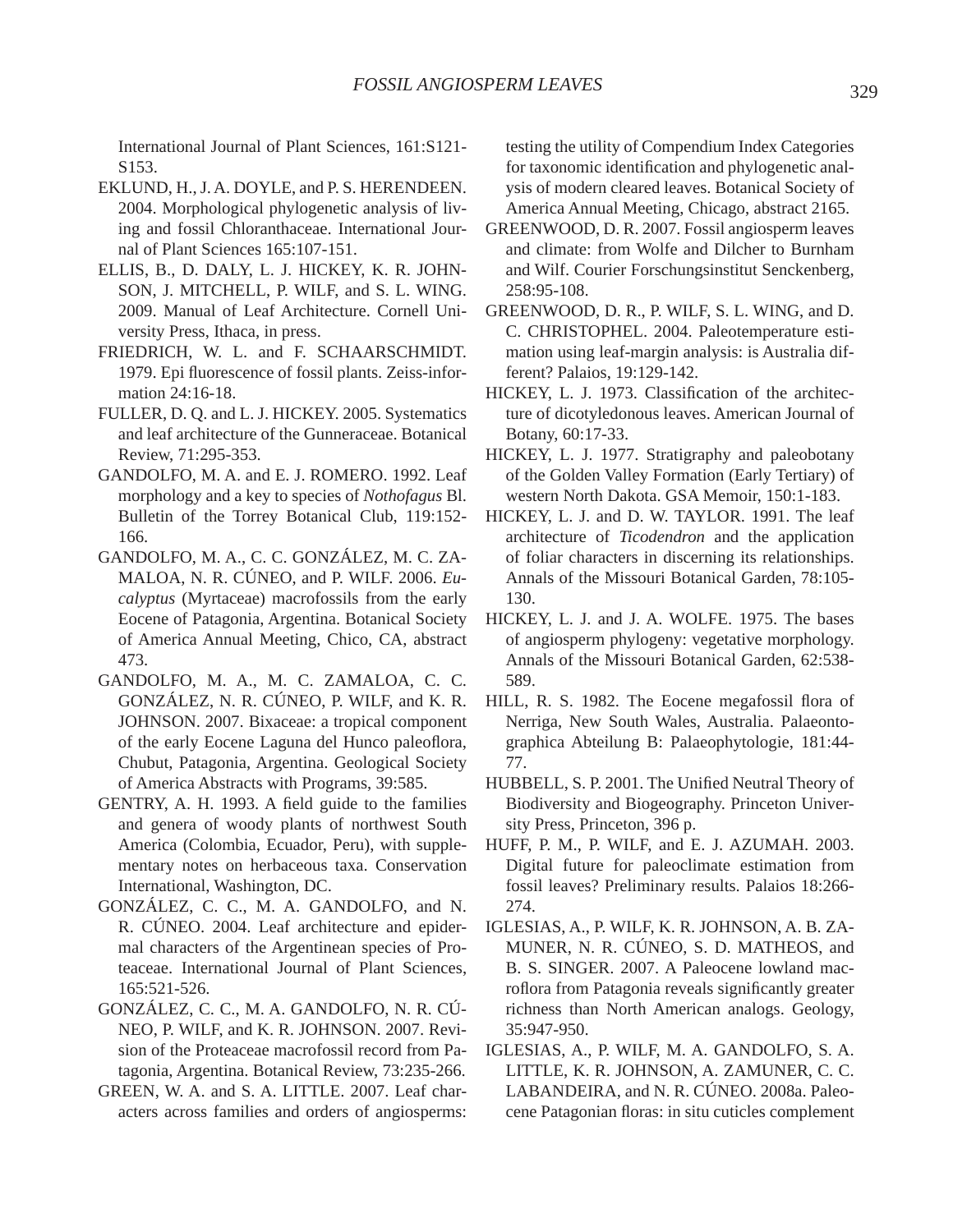International Journal of Plant Sciences, 161:S121-S153.

EKLUND, H., J. A. DOYLE, and P. S. HERENDEEN. 2004. Morphological phylogenetic analysis of living and fossil Chloranthaceae. International Journal of Plant Sciences 165:107-151.

ELLIS, B., D. DALY, L. J. HICKEY, K. R. JOHNSON, J. MITCHELL, P. WILF, and S. L. WING. 2009. Manual of Leaf Architecture. Cornell University Press, Ithaca, in press.

FRIEDRICH, W. L. and F. SCHAARSCHMIDT. 1979. Epi fluorescence of fossil plants. Zeiss-information 24:16-18.

FULLER, D. Q. and L. J. HICKEY. 2005. Systematics and leaf architecture of the Gunneraceae. Botanical Review, 71:295-353.

GANDOLFO, M. A. and E. J. ROMERO. 1992. Leaf morphology and a key to species of *Nothofagus* Bl. Bulletin of the Torrey Botanical Club, 119:152-166.

GANDOLFO, M. A., C. C. GONZÁLEZ, M. C. ZAMALOA, N. R. CÚNEO, and P. WILF. 2006. *Eucalyptus* (Myrtaceae) macrofossils from the early Eocene of Patagonia, Argentina. Botanical Society of America Annual Meeting, Chico, CA, abstract 473.

GANDOLFO, M. A., M. C. ZAMALOA, C. C. GONZÁLEZ, N. R. CÚNEO, P. WILF, and K. R. JOHNSON. 2007. Bixaceae: a tropical component of the early Eocene Laguna del Hunco paleoflora, Chubut, Patagonia, Argentina. Geological Society of America Abstracts with Programs, 39:585.

GENTRY, A. H. 1993. A field guide to the families and genera of woody plants of northwest South America (Colombia, Ecuador, Peru), with supplementary notes on herbaceous taxa. Conservation International, Washington, DC.

GONZÁLEZ, C. C., M. A. GANDOLFO, and N. R. CÚNEO. 2004. Leaf architecture and epidermal characters of the Argentinean species of Proteaceae. International Journal of Plant Sciences, 165:521-526.

GONZÁLEZ, C. C., M. A. GANDOLFO, N. R. CÚNEO, P. WILF, and K. R. JOHNSON. 2007. Revision of the Proteaceae macrofossil record from Patagonia, Argentina. Botanical Review, 73:235-266.

GREEN, W. A. and S. A. LITTLE. 2007. Leaf characters across families and orders of angiosperms: testing the utility of Compendium Index Categories for taxonomic identification and phylogenetic analysis of modern cleared leaves. Botanical Society of America Annual Meeting, Chicago, abstract 2165.

GREENWOOD, D. R. 2007. Fossil angiosperm leaves and climate: from Wolfe and Dilcher to Burnham and Wilf. Courier Forschungsinstitut Senckenberg, 258:95-108.

GREENWOOD, D. R., P. WILF, S. L. WING, and D. C. CHRISTOPHEL. 2004. Paleotemperature estimation using leaf-margin analysis: is Australia different? Palaios, 19:129-142.

HICKEY, L. J. 1973. Classification of the architecture of dicotyledonous leaves. American Journal of Botany, 60:17-33.

HICKEY, L. J. 1977. Stratigraphy and paleobotany of the Golden Valley Formation (Early Tertiary) of western North Dakota. GSA Memoir, 150:1-183.

HICKEY, L. J. and D. W. TAYLOR. 1991. The leaf architecture of *Ticodendron* and the application of foliar characters in discerning its relationships. Annals of the Missouri Botanical Garden, 78:105-130.

HICKEY, L. J. and J. A. WOLFE. 1975. The bases of angiosperm phylogeny: vegetative morphology. Annals of the Missouri Botanical Garden, 62:538-589.

HILL, R. S. 1982. The Eocene megafossil flora of Nerriga, New South Wales, Australia. Palaeontographica Abteilung B: Palaeophytologie, 181:44-77.

HUBBELL, S. P. 2001. The Unified Neutral Theory of Biodiversity and Biogeography. Princeton University Press, Princeton, 396 p.

HUFF, P. M., P. WILF, and E. J. AZUMAH. 2003. Digital future for paleoclimate estimation from fossil leaves? Preliminary results. Palaios 18:266-274.

IGLESIAS, A., P. WILF, K. R. JOHNSON, A. B. ZAMUNER, N. R. CÚNEO, S. D. MATHEOS, and B. S. SINGER. 2007. A Paleocene lowland macroflora from Patagonia reveals significantly greater richness than North American analogs. Geology, 35:947-950.

IGLESIAS, A., P. WILF, M. A. GANDOLFO, S. A. LITTLE, K. R. JOHNSON, A. ZAMUNER, C. C. LABANDEIRA, and N. R. CÚNEO. 2008a. Paleocene Patagonian floras: in situ cuticles complement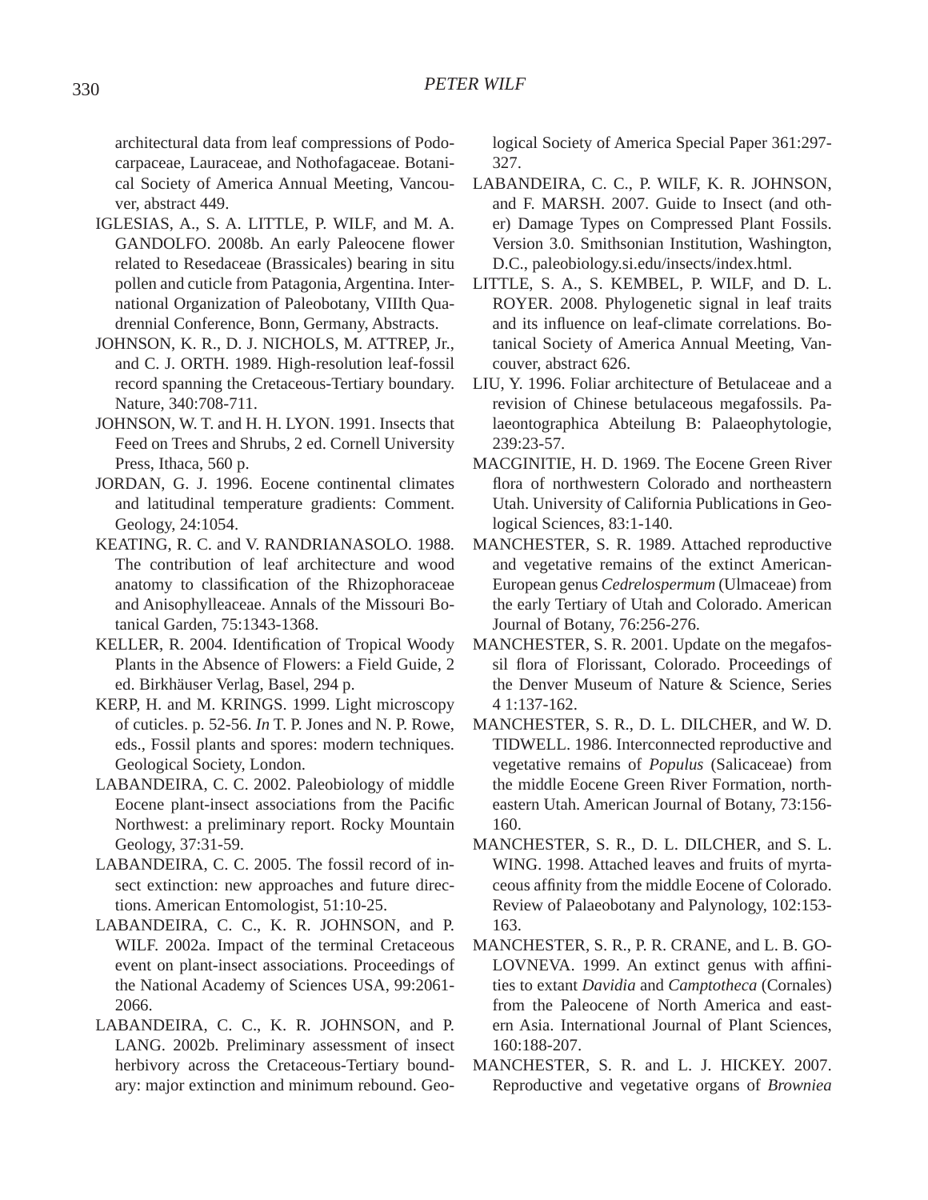architectural data from leaf compressions of Podocarpaceae, Lauraceae, and Nothofagaceae. Botanical Society of America Annual Meeting, Vancouver, abstract 449.

IGLESIAS, A., S. A. LITTLE, P. WILF, and M. A. GANDOLFO. 2008b. An early Paleocene flower related to Resedaceae (Brassicales) bearing in situ pollen and cuticle from Patagonia, Argentina. International Organization of Paleobotany, VIIIth Quadrennial Conference, Bonn, Germany, Abstracts.

JOHNSON, K. R., D. J. NICHOLS, M. ATTREP, Jr., and C. J. ORTH. 1989. High-resolution leaf-fossil record spanning the Cretaceous-Tertiary boundary. Nature, 340:708-711.

JOHNSON, W. T. and H. H. LYON. 1991. Insects that Feed on Trees and Shrubs, 2 ed. Cornell University Press, Ithaca, 560 p.

JORDAN, G. J. 1996. Eocene continental climates and latitudinal temperature gradients: Comment. Geology, 24:1054.

KEATING, R. C. and V. RANDRIANASOLO. 1988. The contribution of leaf architecture and wood anatomy to classification of the Rhizophoraceae and Anisophylleaceae. Annals of the Missouri Botanical Garden, 75:1343-1368.

KELLER, R. 2004. Identification of Tropical Woody Plants in the Absence of Flowers: a Field Guide, 2 ed. Birkhäuser Verlag, Basel, 294 p.

KERP, H. and M. KRINGS. 1999. Light microscopy of cuticles. p. 52-56. *In* T. P. Jones and N. P. Rowe, eds., Fossil plants and spores: modern techniques. Geological Society, London.

LABANDEIRA, C. C. 2002. Paleobiology of middle Eocene plant-insect associations from the Pacific Northwest: a preliminary report. Rocky Mountain Geology, 37:31-59.

LABANDEIRA, C. C. 2005. The fossil record of insect extinction: new approaches and future directions. American Entomologist, 51:10-25.

LABANDEIRA, C. C., K. R. JOHNSON, and P. WILF. 2002a. Impact of the terminal Cretaceous event on plant-insect associations. Proceedings of the National Academy of Sciences USA, 99:2061-2066.

LABANDEIRA, C. C., K. R. JOHNSON, and P. LANG. 2002b. Preliminary assessment of insect herbivory across the Cretaceous-Tertiary boundary: major extinction and minimum rebound. Geological Society of America Special Paper 361:297-327.

LABANDEIRA, C. C., P. WILF, K. R. JOHNSON, and F. MARSH. 2007. Guide to Insect (and other) Damage Types on Compressed Plant Fossils. Version 3.0. Smithsonian Institution, Washington, D.C., paleobiology.si.edu/insects/index.html.

LITTLE, S. A., S. KEMBEL, P. WILF, and D. L. ROYER. 2008. Phylogenetic signal in leaf traits and its influence on leaf-climate correlations. Botanical Society of America Annual Meeting, Vancouver, abstract 626.

LIU, Y. 1996. Foliar architecture of Betulaceae and a revision of Chinese betulaceous megafossils. Palaeontographica Abteilung B: Palaeophytologie, 239:23-57.

MACGINITIE, H. D. 1969. The Eocene Green River flora of northwestern Colorado and northeastern Utah. University of California Publications in Geological Sciences, 83:1-140.

MANCHESTER, S. R. 1989. Attached reproductive and vegetative remains of the extinct American-European genus *Cedrelospermum* (Ulmaceae) from the early Tertiary of Utah and Colorado. American Journal of Botany, 76:256-276.

MANCHESTER, S. R. 2001. Update on the megafossil flora of Florissant, Colorado. Proceedings of the Denver Museum of Nature & Science, Series 4 1:137-162.

MANCHESTER, S. R., D. L. DILCHER, and W. D. TIDWELL. 1986. Interconnected reproductive and vegetative remains of *Populus* (Salicaceae) from the middle Eocene Green River Formation, northeastern Utah. American Journal of Botany, 73:156-160.

MANCHESTER, S. R., D. L. DILCHER, and S. L. WING. 1998. Attached leaves and fruits of myrtaceous affinity from the middle Eocene of Colorado. Review of Palaeobotany and Palynology, 102:153-163.

MANCHESTER, S. R., P. R. CRANE, and L. B. GOLOVNEVA. 1999. An extinct genus with affinities to extant *Davidia* and *Camptotheca* (Cornales) from the Paleocene of North America and eastern Asia. International Journal of Plant Sciences, 160:188-207.

MANCHESTER, S. R. and L. J. HICKEY. 2007. Reproductive and vegetative organs of *Browniea*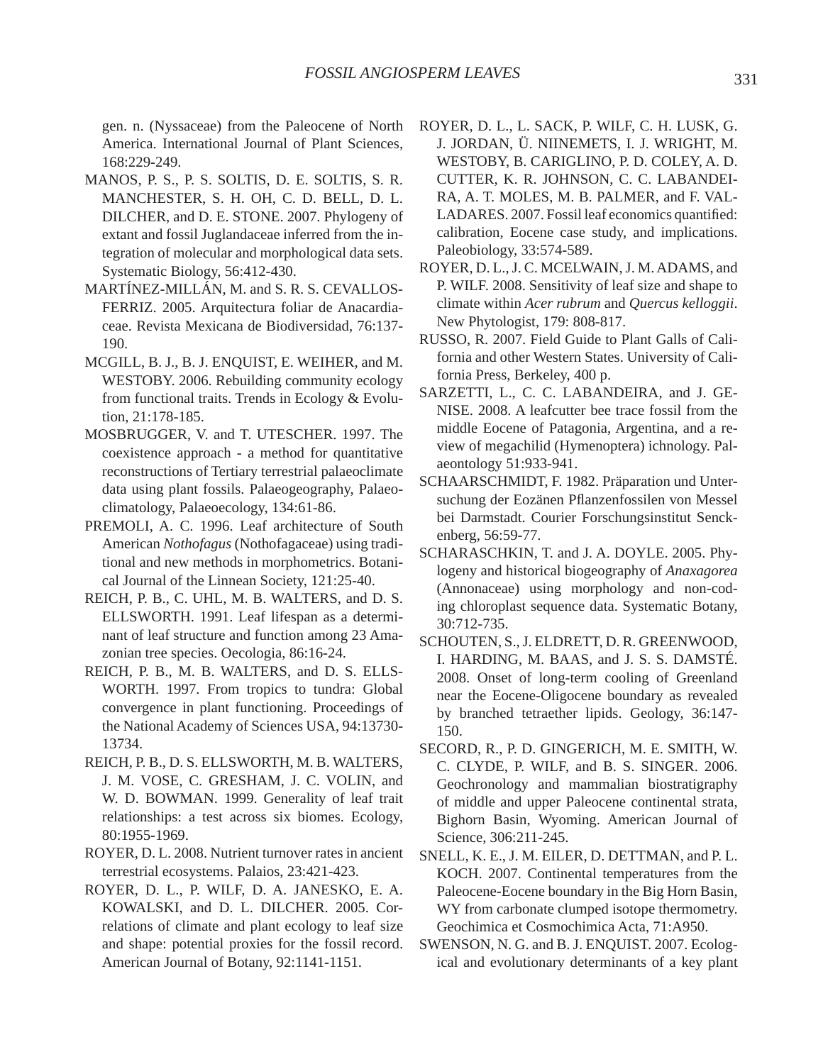gen. n. (Nyssaceae) from the Paleocene of North America. International Journal of Plant Sciences, 168:229-249.

MANOS, P. S., P. S. SOLTIS, D. E. SOLTIS, S. R. MANCHESTER, S. H. OH, C. D. BELL, D. L. DILCHER, and D. E. STONE. 2007. Phylogeny of extant and fossil Juglandaceae inferred from the integration of molecular and morphological data sets. Systematic Biology, 56:412-430.

MARTÍNEZ-MILLÁN, M. and S. R. S. CEVALLOS-FERRIZ. 2005. Arquitectura foliar de Anacardiaceae. Revista Mexicana de Biodiversidad, 76:137-190.

MCGILL, B. J., B. J. ENQUIST, E. WEIHER, and M. WESTOBY. 2006. Rebuilding community ecology from functional traits. Trends in Ecology & Evolution, 21:178-185.

MOSBRUGGER, V. and T. UTESCHER. 1997. The coexistence approach - a method for quantitative reconstructions of Tertiary terrestrial palaeoclimate data using plant fossils. Palaeogeography, Palaeoclimatology, Palaeoecology, 134:61-86.

PREMOLI, A. C. 1996. Leaf architecture of South American *Nothofagus* (Nothofagaceae) using traditional and new methods in morphometrics. Botanical Journal of the Linnean Society, 121:25-40.

REICH, P. B., C. UHL, M. B. WALTERS, and D. S. ELLSWORTH. 1991. Leaf lifespan as a determinant of leaf structure and function among 23 Amazonian tree species. Oecologia, 86:16-24.

REICH, P. B., M. B. WALTERS, and D. S. ELLSWORTH. 1997. From tropics to tundra: Global convergence in plant functioning. Proceedings of the National Academy of Sciences USA, 94:13730-13734.

REICH, P. B., D. S. ELLSWORTH, M. B. WALTERS, J. M. VOSE, C. GRESHAM, J. C. VOLIN, and W. D. BOWMAN. 1999. Generality of leaf trait relationships: a test across six biomes. Ecology, 80:1955-1969.

ROYER, D. L. 2008. Nutrient turnover rates in ancient terrestrial ecosystems. Palaios, 23:421-423.

ROYER, D. L., P. WILF, D. A. JANESKO, E. A. KOWALSKI, and D. L. DILCHER. 2005. Correlations of climate and plant ecology to leaf size and shape: potential proxies for the fossil record. American Journal of Botany, 92:1141-1151.

ROYER, D. L., L. SACK, P. WILF, C. H. LUSK, G. J. JORDAN, Ü. NIINEMETS, I. J. WRIGHT, M. WESTOBY, B. CARIGLINO, P. D. COLEY, A. D. CUTTER, K. R. JOHNSON, C. C. LABANDEIRA, A. T. MOLES, M. B. PALMER, and F. VALLADARES. 2007. Fossil leaf economics quantified: calibration, Eocene case study, and implications. Paleobiology, 33:574-589.

ROYER, D. L., J. C. MCELWAIN, J. M. ADAMS, and P. WILF. 2008. Sensitivity of leaf size and shape to climate within *Acer rubrum* and *Quercus kelloggii*. New Phytologist, 179: 808-817.

RUSSO, R. 2007. Field Guide to Plant Galls of California and other Western States. University of California Press, Berkeley, 400 p.

SARZETTI, L., C. C. LABANDEIRA, and J. GENISE. 2008. A leafcutter bee trace fossil from the middle Eocene of Patagonia, Argentina, and a review of megachilid (Hymenoptera) ichnology. Palaeontology 51:933-941.

SCHAARSCHMIDT, F. 1982. Präparation und Untersuchung der Eozänen Pflanzenfossilen von Messel bei Darmstadt. Courier Forschungsinstitut Senckenberg, 56:59-77.

SCHARASCHKIN, T. and J. A. DOYLE. 2005. Phylogeny and historical biogeography of *Anaxagorea* (Annonaceae) using morphology and non-coding chloroplast sequence data. Systematic Botany, 30:712-735.

SCHOUTEN, S., J. ELDRETT, D. R. GREENWOOD, I. HARDING, M. BAAS, and J. S. S. DAMSTÉ. 2008. Onset of long-term cooling of Greenland near the Eocene-Oligocene boundary as revealed by branched tetraether lipids. Geology, 36:147-150.

SECORD, R., P. D. GINGERICH, M. E. SMITH, W. C. CLYDE, P. WILF, and B. S. SINGER. 2006. Geochronology and mammalian biostratigraphy of middle and upper Paleocene continental strata, Bighorn Basin, Wyoming. American Journal of Science, 306:211-245.

SNELL, K. E., J. M. EILER, D. DETTMAN, and P. L. KOCH. 2007. Continental temperatures from the Paleocene-Eocene boundary in the Big Horn Basin, WY from carbonate clumped isotope thermometry. Geochimica et Cosmochimica Acta, 71:A950.

SWENSON, N. G. and B. J. ENQUIST. 2007. Ecological and evolutionary determinants of a key plant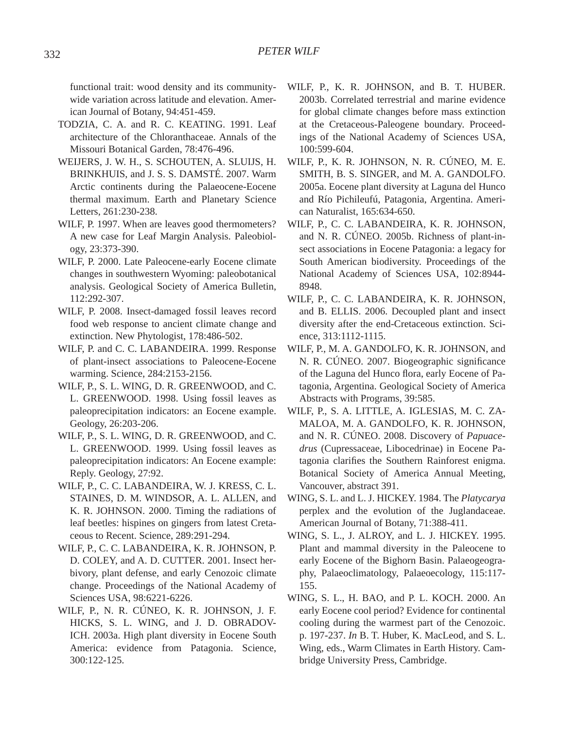functional trait: wood density and its community-wide variation across latitude and elevation. American Journal of Botany, 94:451-459.

TODZIA, C. A. and R. C. KEATING. 1991. Leaf architecture of the Chloranthaceae. Annals of the Missouri Botanical Garden, 78:476-496.

WEIJERS, J. W. H., S. SCHOUTEN, A. SLUIJS, H. BRINKHUIS, and J. S. S. DAMSTÉ. 2007. Warm Arctic continents during the Palaeocene-Eocene thermal maximum. Earth and Planetary Science Letters, 261:230-238.

WILF, P. 1997. When are leaves good thermometers? A new case for Leaf Margin Analysis. Paleobiology, 23:373-390.

WILF, P. 2000. Late Paleocene-early Eocene climate changes in southwestern Wyoming: paleobotanical analysis. Geological Society of America Bulletin, 112:292-307.

WILF, P. 2008. Insect-damaged fossil leaves record food web response to ancient climate change and extinction. New Phytologist, 178:486-502.

WILF, P. and C. C. LABANDEIRA. 1999. Response of plant-insect associations to Paleocene-Eocene warming. Science, 284:2153-2156.

WILF, P., S. L. WING, D. R. GREENWOOD, and C. L. GREENWOOD. 1998. Using fossil leaves as paleoprecipitation indicators: an Eocene example. Geology, 26:203-206.

WILF, P., S. L. WING, D. R. GREENWOOD, and C. L. GREENWOOD. 1999. Using fossil leaves as paleoprecipitation indicators: An Eocene example: Reply. Geology, 27:92.

WILF, P., C. C. LABANDEIRA, W. J. KRESS, C. L. STAINES, D. M. WINDSOR, A. L. ALLEN, and K. R. JOHNSON. 2000. Timing the radiations of leaf beetles: hispines on gingers from latest Cretaceous to Recent. Science, 289:291-294.

WILF, P., C. C. LABANDEIRA, K. R. JOHNSON, P. D. COLEY, and A. D. CUTTER. 2001. Insect herbivory, plant defense, and early Cenozoic climate change. Proceedings of the National Academy of Sciences USA, 98:6221-6226.

WILF, P., N. R. CÚNEO, K. R. JOHNSON, J. F. HICKS, S. L. WING, and J. D. OBRADOVICH. 2003a. High plant diversity in Eocene South America: evidence from Patagonia. Science, 300:122-125.

WILF, P., K. R. JOHNSON, and B. T. HUBER. 2003b. Correlated terrestrial and marine evidence for global climate changes before mass extinction at the Cretaceous-Paleogene boundary. Proceedings of the National Academy of Sciences USA, 100:599-604.

WILF, P., K. R. JOHNSON, N. R. CÚNEO, M. E. SMITH, B. S. SINGER, and M. A. GANDOLFO. 2005a. Eocene plant diversity at Laguna del Hunco and Río Pichileufú, Patagonia, Argentina. American Naturalist, 165:634-650.

WILF, P., C. C. LABANDEIRA, K. R. JOHNSON, and N. R. CÚNEO. 2005b. Richness of plant-insect associations in Eocene Patagonia: a legacy for South American biodiversity. Proceedings of the National Academy of Sciences USA, 102:8944-8948.

WILF, P., C. C. LABANDEIRA, K. R. JOHNSON, and B. ELLIS. 2006. Decoupled plant and insect diversity after the end-Cretaceous extinction. Science, 313:1112-1115.

WILF, P., M. A. GANDOLFO, K. R. JOHNSON, and N. R. CÚNEO. 2007. Biogeographic significance of the Laguna del Hunco flora, early Eocene of Patagonia, Argentina. Geological Society of America Abstracts with Programs, 39:585.

WILF, P., S. A. LITTLE, A. IGLESIAS, M. C. ZAMALOA, M. A. GANDOLFO, K. R. JOHNSON, and N. R. CÚNEO. 2008. Discovery of *Papuacedrus* (Cupressaceae, Libocedrinae) in Eocene Patagonia clarifies the Southern Rainforest enigma. Botanical Society of America Annual Meeting, Vancouver, abstract 391.

WING, S. L. and L. J. HICKEY. 1984. The *Platycarya* perplex and the evolution of the Juglandaceae. American Journal of Botany, 71:388-411.

WING, S. L., J. ALROY, and L. J. HICKEY. 1995. Plant and mammal diversity in the Paleocene to early Eocene of the Bighorn Basin. Palaeogeography, Palaeoclimatology, Palaeoecology, 115:117-155.

WING, S. L., H. BAO, and P. L. KOCH. 2000. An early Eocene cool period? Evidence for continental cooling during the warmest part of the Cenozoic. p. 197-237. *In* B. T. Huber, K. MacLeod, and S. L. Wing, eds., Warm Climates in Earth History. Cambridge University Press, Cambridge.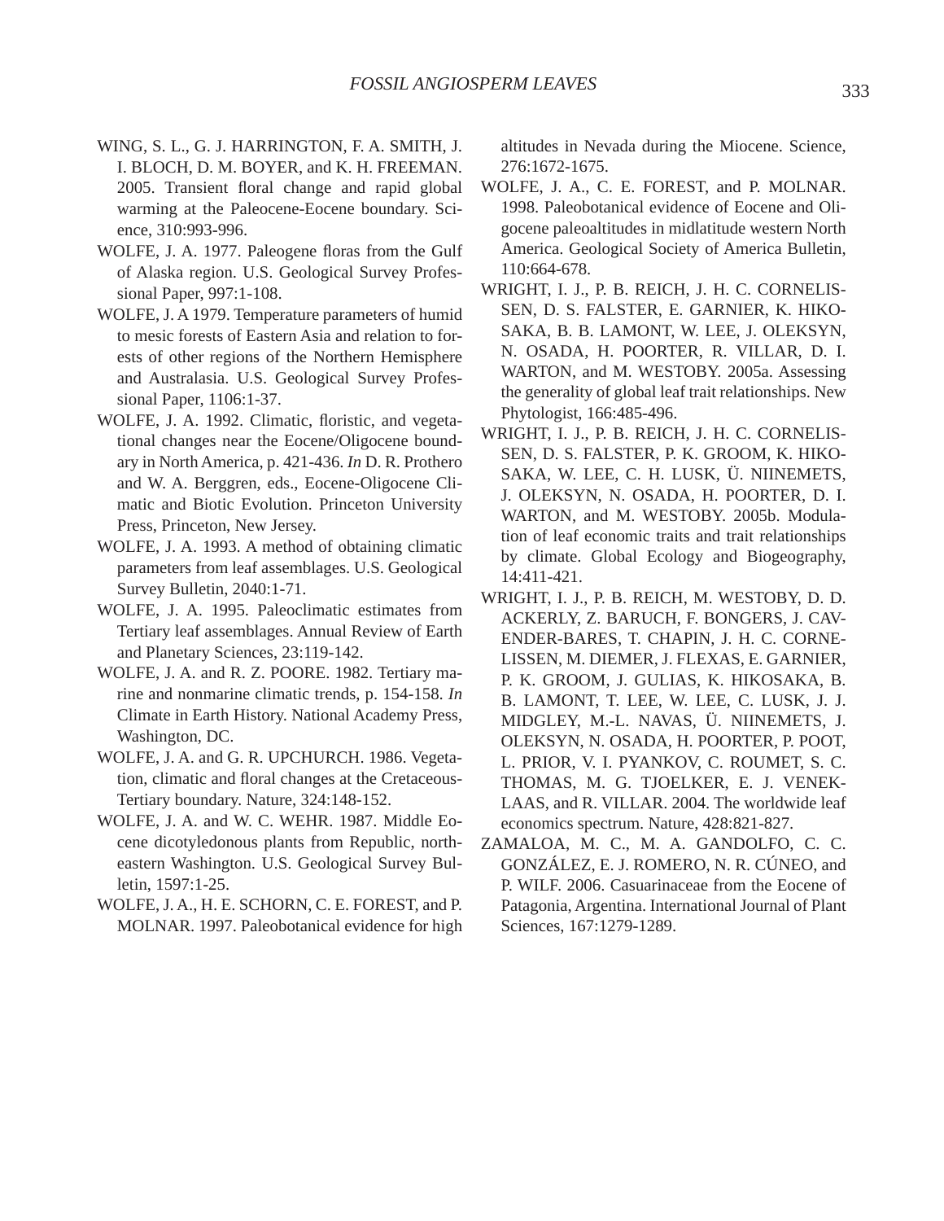WING, S. L., G. J. HARRINGTON, F. A. SMITH, J. I. BLOCH, D. M. BOYER, and K. H. FREEMAN. 2005. Transient floral change and rapid global warming at the Paleocene-Eocene boundary. Science, 310:993-996.

WOLFE, J. A. 1977. Paleogene floras from the Gulf of Alaska region. U.S. Geological Survey Professional Paper, 997:1-108.

WOLFE, J. A 1979. Temperature parameters of humid to mesic forests of Eastern Asia and relation to forests of other regions of the Northern Hemisphere and Australasia. U.S. Geological Survey Professional Paper, 1106:1-37.

WOLFE, J. A. 1992. Climatic, floristic, and vegetational changes near the Eocene/Oligocene boundary in North America, p. 421-436. *In* D. R. Prothero and W. A. Berggren, eds., Eocene-Oligocene Climatic and Biotic Evolution. Princeton University Press, Princeton, New Jersey.

WOLFE, J. A. 1993. A method of obtaining climatic parameters from leaf assemblages. U.S. Geological Survey Bulletin, 2040:1-71.

WOLFE, J. A. 1995. Paleoclimatic estimates from Tertiary leaf assemblages. Annual Review of Earth and Planetary Sciences, 23:119-142.

WOLFE, J. A. and R. Z. POORE. 1982. Tertiary marine and nonmarine climatic trends, p. 154-158. *In* Climate in Earth History. National Academy Press, Washington, DC.

WOLFE, J. A. and G. R. UPCHURCH. 1986. Vegetation, climatic and floral changes at the Cretaceous-Tertiary boundary. Nature, 324:148-152.

WOLFE, J. A. and W. C. WEHR. 1987. Middle Eocene dicotyledonous plants from Republic, northeastern Washington. U.S. Geological Survey Bulletin, 1597:1-25.

WOLFE, J. A., H. E. SCHORN, C. E. FOREST, and P. MOLNAR. 1997. Paleobotanical evidence for high altitudes in Nevada during the Miocene. Science, 276:1672-1675.

WOLFE, J. A., C. E. FOREST, and P. MOLNAR. 1998. Paleobotanical evidence of Eocene and Oligocene paleoaltitudes in midlatitude western North America. Geological Society of America Bulletin, 110:664-678.

WRIGHT, I. J., P. B. REICH, J. H. C. CORNELISSEN, D. S. FALSTER, E. GARNIER, K. HIKOSAKA, B. B. LAMONT, W. LEE, J. OLEKSYN, N. OSADA, H. POORTER, R. VILLAR, D. I. WARTON, and M. WESTOBY. 2005a. Assessing the generality of global leaf trait relationships. New Phytologist, 166:485-496.

WRIGHT, I. J., P. B. REICH, J. H. C. CORNELISSEN, D. S. FALSTER, P. K. GROOM, K. HIKOSAKA, W. LEE, C. H. LUSK, Ü. NIINEMETS, J. OLEKSYN, N. OSADA, H. POORTER, D. I. WARTON, and M. WESTOBY. 2005b. Modulation of leaf economic traits and trait relationships by climate. Global Ecology and Biogeography, 14:411-421.

WRIGHT, I. J., P. B. REICH, M. WESTOBY, D. D. ACKERLY, Z. BARUCH, F. BONGERS, J. CAVENDER-BARES, T. CHAPIN, J. H. C. CORNELISSEN, M. DIEMER, J. FLEXAS, E. GARNIER, P. K. GROOM, J. GULIAS, K. HIKOSAKA, B. B. LAMONT, T. LEE, W. LEE, C. LUSK, J. J. MIDGLEY, M.-L. NAVAS, Ü. NIINEMETS, J. OLEKSYN, N. OSADA, H. POORTER, P. POOT, L. PRIOR, V. I. PYANKOV, C. ROUMET, S. C. THOMAS, M. G. TJOELKER, E. J. VENEKLAAS, and R. VILLAR. 2004. The worldwide leaf economics spectrum. Nature, 428:821-827.

ZAMALOA, M. C., M. A. GANDOLFO, C. C. GONZÁLEZ, E. J. ROMERO, N. R. CÚNEO, and P. WILF. 2006. Casuarinaceae from the Eocene of Patagonia, Argentina. International Journal of Plant Sciences, 167:1279-1289.